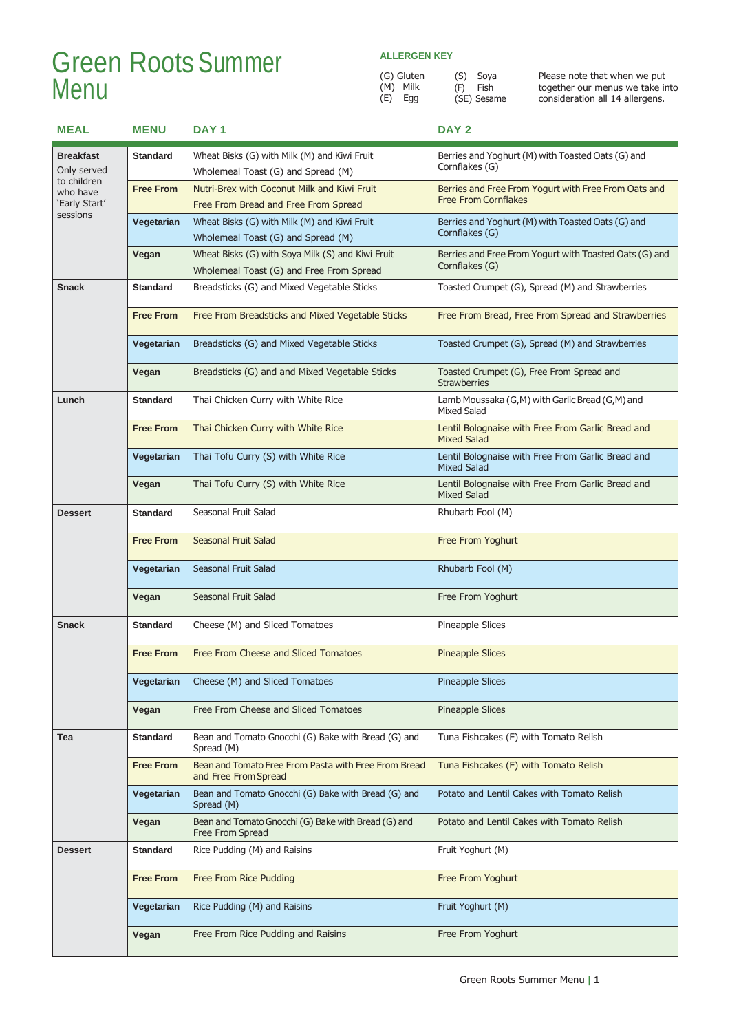# Green Roots Summer Menu

**ALLERGEN KEY**

(G) Gluten
(M) Milk
(E) Egg
(S) Soya
(F) Fish
(SE) Sesame

Please note that when we put together our menus we take into consideration all 14 allergens.

| MEAL | MENU | DAY 1 | DAY 2 |
|---|---|---|---|
| **Breakfast** Only served to children who have 'Early Start' sessions | **Standard** | Wheat Bisks (G) with Milk (M) and Kiwi Fruit<br>Wholemeal Toast (G) and Spread (M) | Berries and Yoghurt (M) with Toasted Oats (G) and Cornflakes (G) |
| | **Free From** | Nutri-Brex with Coconut Milk and Kiwi Fruit<br>Free From Bread and Free From Spread | Berries and Free From Yogurt with Free From Oats and Free From Cornflakes |
| | **Vegetarian** | Wheat Bisks (G) with Milk (M) and Kiwi Fruit<br>Wholemeal Toast (G) and Spread (M) | Berries and Yoghurt (M) with Toasted Oats (G) and Cornflakes (G) |
| | **Vegan** | Wheat Bisks (G) with Soya Milk (S) and Kiwi Fruit<br>Wholemeal Toast (G) and Free From Spread | Berries and Free From Yogurt with Toasted Oats (G) and Cornflakes (G) |
| **Snack** | **Standard** | Breadsticks (G) and Mixed Vegetable Sticks | Toasted Crumpet (G), Spread (M) and Strawberries |
| | **Free From** | Free From Breadsticks and Mixed Vegetable Sticks | Free From Bread, Free From Spread and Strawberries |
| | **Vegetarian** | Breadsticks (G) and Mixed Vegetable Sticks | Toasted Crumpet (G), Spread (M) and Strawberries |
| | **Vegan** | Breadsticks (G) and and Mixed Vegetable Sticks | Toasted Crumpet (G), Free From Spread and Strawberries |
| **Lunch** | **Standard** | Thai Chicken Curry with White Rice | Lamb Moussaka (G,M) with Garlic Bread (G,M) and Mixed Salad |
| | **Free From** | Thai Chicken Curry with White Rice | Lentil Bolognaise with Free From Garlic Bread and Mixed Salad |
| | **Vegetarian** | Thai Tofu Curry (S) with White Rice | Lentil Bolognaise with Free From Garlic Bread and Mixed Salad |
| | **Vegan** | Thai Tofu Curry (S) with White Rice | Lentil Bolognaise with Free From Garlic Bread and Mixed Salad |
| **Dessert** | **Standard** | Seasonal Fruit Salad | Rhubarb Fool (M) |
| | **Free From** | Seasonal Fruit Salad | Free From Yoghurt |
| | **Vegetarian** | Seasonal Fruit Salad | Rhubarb Fool (M) |
| | **Vegan** | Seasonal Fruit Salad | Free From Yoghurt |
| **Snack** | **Standard** | Cheese (M) and Sliced Tomatoes | Pineapple Slices |
| | **Free From** | Free From Cheese and Sliced Tomatoes | Pineapple Slices |
| | **Vegetarian** | Cheese (M) and Sliced Tomatoes | Pineapple Slices |
| | **Vegan** | Free From Cheese and Sliced Tomatoes | Pineapple Slices |
| **Tea** | **Standard** | Bean and Tomato Gnocchi (G) Bake with Bread (G) and Spread (M) | Tuna Fishcakes (F) with Tomato Relish |
| | **Free From** | Bean and Tomato Free From Pasta with Free From Bread and Free From Spread | Tuna Fishcakes (F) with Tomato Relish |
| | **Vegetarian** | Bean and Tomato Gnocchi (G) Bake with Bread (G) and Spread (M) | Potato and Lentil Cakes with Tomato Relish |
| | **Vegan** | Bean and Tomato Gnocchi (G) Bake with Bread (G) and Free From Spread | Potato and Lentil Cakes with Tomato Relish |
| **Dessert** | **Standard** | Rice Pudding (M) and Raisins | Fruit Yoghurt (M) |
| | **Free From** | Free From Rice Pudding | Free From Yoghurt |
| | **Vegetarian** | Rice Pudding (M) and Raisins | Fruit Yoghurt (M) |
| | **Vegan** | Free From Rice Pudding and Raisins | Free From Yoghurt |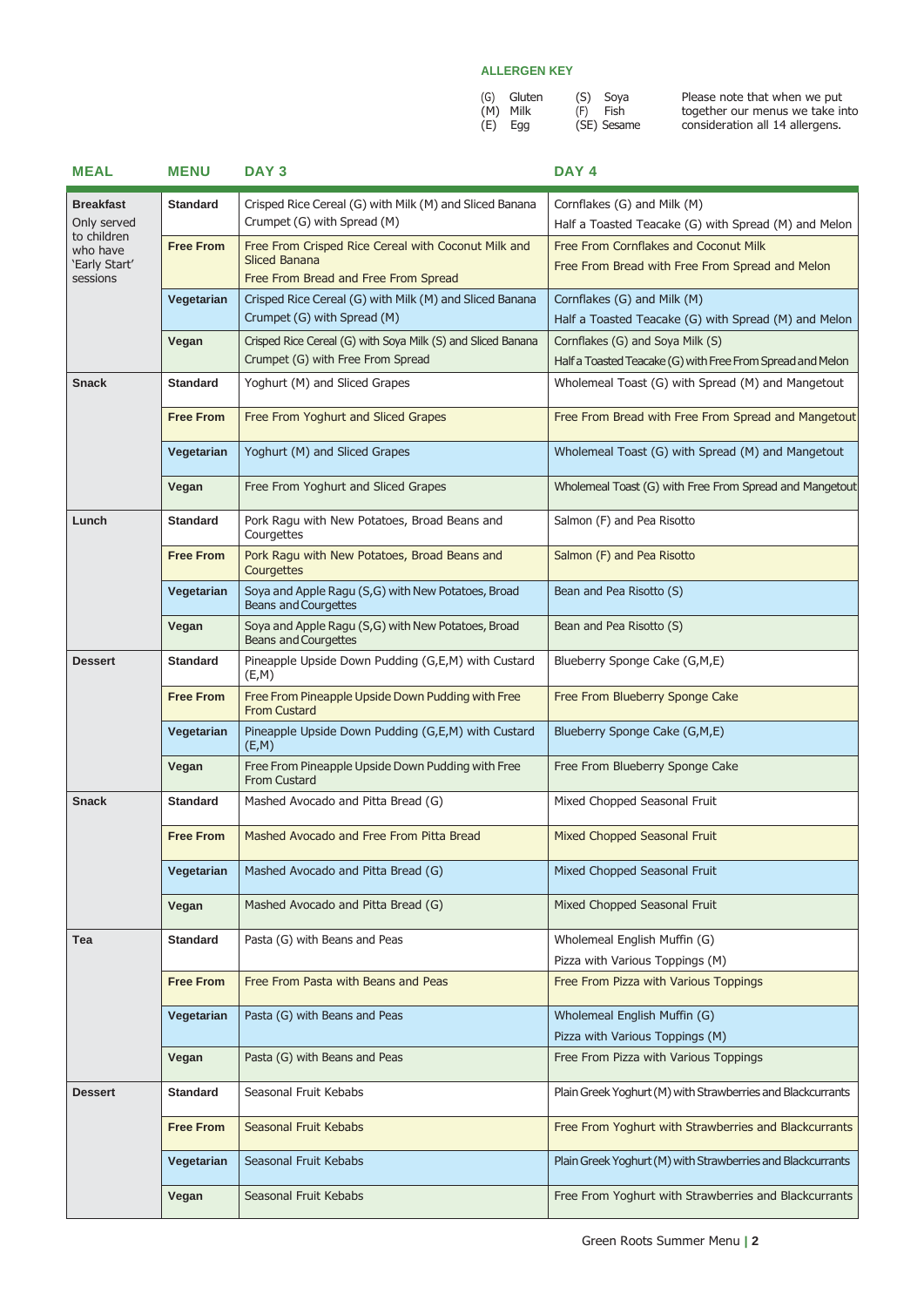**ALLERGEN KEY**

(G) Gluten (S) Soya
(M) Milk (F) Fish
(E) Egg (SE) Sesame

Please note that when we put together our menus we take into consideration all 14 allergens.

| MEAL | MENU | DAY 3 | DAY 4 |
|---|---|---|---|
| **Breakfast** Only served to children who have 'Early Start' sessions | **Standard** | Crisped Rice Cereal (G) with Milk (M) and Sliced Banana<br>Crumpet (G) with Spread (M) | Cornflakes (G) and Milk (M)<br>Half a Toasted Teacake (G) with Spread (M) and Melon |
| | **Free From** | Free From Crisped Rice Cereal with Coconut Milk and Sliced Banana<br>Free From Bread and Free From Spread | Free From Cornflakes and Coconut Milk<br>Free From Bread with Free From Spread and Melon |
| | **Vegetarian** | Crisped Rice Cereal (G) with Milk (M) and Sliced Banana<br>Crumpet (G) with Spread (M) | Cornflakes (G) and Milk (M)<br>Half a Toasted Teacake (G) with Spread (M) and Melon |
| | **Vegan** | Crisped Rice Cereal (G) with Soya Milk (S) and Sliced Banana<br>Crumpet (G) with Free From Spread | Cornflakes (G) and Soya Milk (S)<br>Half a Toasted Teacake (G) with Free From Spread and Melon |
| **Snack** | **Standard** | Yoghurt (M) and Sliced Grapes | Wholemeal Toast (G) with Spread (M) and Mangetout |
| | **Free From** | Free From Yoghurt and Sliced Grapes | Free From Bread with Free From Spread and Mangetout |
| | **Vegetarian** | Yoghurt (M) and Sliced Grapes | Wholemeal Toast (G) with Spread (M) and Mangetout |
| | **Vegan** | Free From Yoghurt and Sliced Grapes | Wholemeal Toast (G) with Free From Spread and Mangetout |
| **Lunch** | **Standard** | Pork Ragu with New Potatoes, Broad Beans and Courgettes | Salmon (F) and Pea Risotto |
| | **Free From** | Pork Ragu with New Potatoes, Broad Beans and Courgettes | Salmon (F) and Pea Risotto |
| | **Vegetarian** | Soya and Apple Ragu (S,G) with New Potatoes, Broad Beans and Courgettes | Bean and Pea Risotto (S) |
| | **Vegan** | Soya and Apple Ragu (S,G) with New Potatoes, Broad Beans and Courgettes | Bean and Pea Risotto (S) |
| **Dessert** | **Standard** | Pineapple Upside Down Pudding (G,E,M) with Custard (E,M) | Blueberry Sponge Cake (G,M,E) |
| | **Free From** | Free From Pineapple Upside Down Pudding with Free From Custard | Free From Blueberry Sponge Cake |
| | **Vegetarian** | Pineapple Upside Down Pudding (G,E,M) with Custard (E,M) | Blueberry Sponge Cake (G,M,E) |
| | **Vegan** | Free From Pineapple Upside Down Pudding with Free From Custard | Free From Blueberry Sponge Cake |
| **Snack** | **Standard** | Mashed Avocado and Pitta Bread (G) | Mixed Chopped Seasonal Fruit |
| | **Free From** | Mashed Avocado and Free From Pitta Bread | Mixed Chopped Seasonal Fruit |
| | **Vegetarian** | Mashed Avocado and Pitta Bread (G) | Mixed Chopped Seasonal Fruit |
| | **Vegan** | Mashed Avocado and Pitta Bread (G) | Mixed Chopped Seasonal Fruit |
| **Tea** | **Standard** | Pasta (G) with Beans and Peas | Wholemeal English Muffin (G)<br>Pizza with Various Toppings (M) |
| | **Free From** | Free From Pasta with Beans and Peas | Free From Pizza with Various Toppings |
| | **Vegetarian** | Pasta (G) with Beans and Peas | Wholemeal English Muffin (G)<br>Pizza with Various Toppings (M) |
| | **Vegan** | Pasta (G) with Beans and Peas | Free From Pizza with Various Toppings |
| **Dessert** | **Standard** | Seasonal Fruit Kebabs | Plain Greek Yoghurt (M) with Strawberries and Blackcurrants |
| | **Free From** | Seasonal Fruit Kebabs | Free From Yoghurt with Strawberries and Blackcurrants |
| | **Vegetarian** | Seasonal Fruit Kebabs | Plain Greek Yoghurt (M) with Strawberries and Blackcurrants |
| | **Vegan** | Seasonal Fruit Kebabs | Free From Yoghurt with Strawberries and Blackcurrants |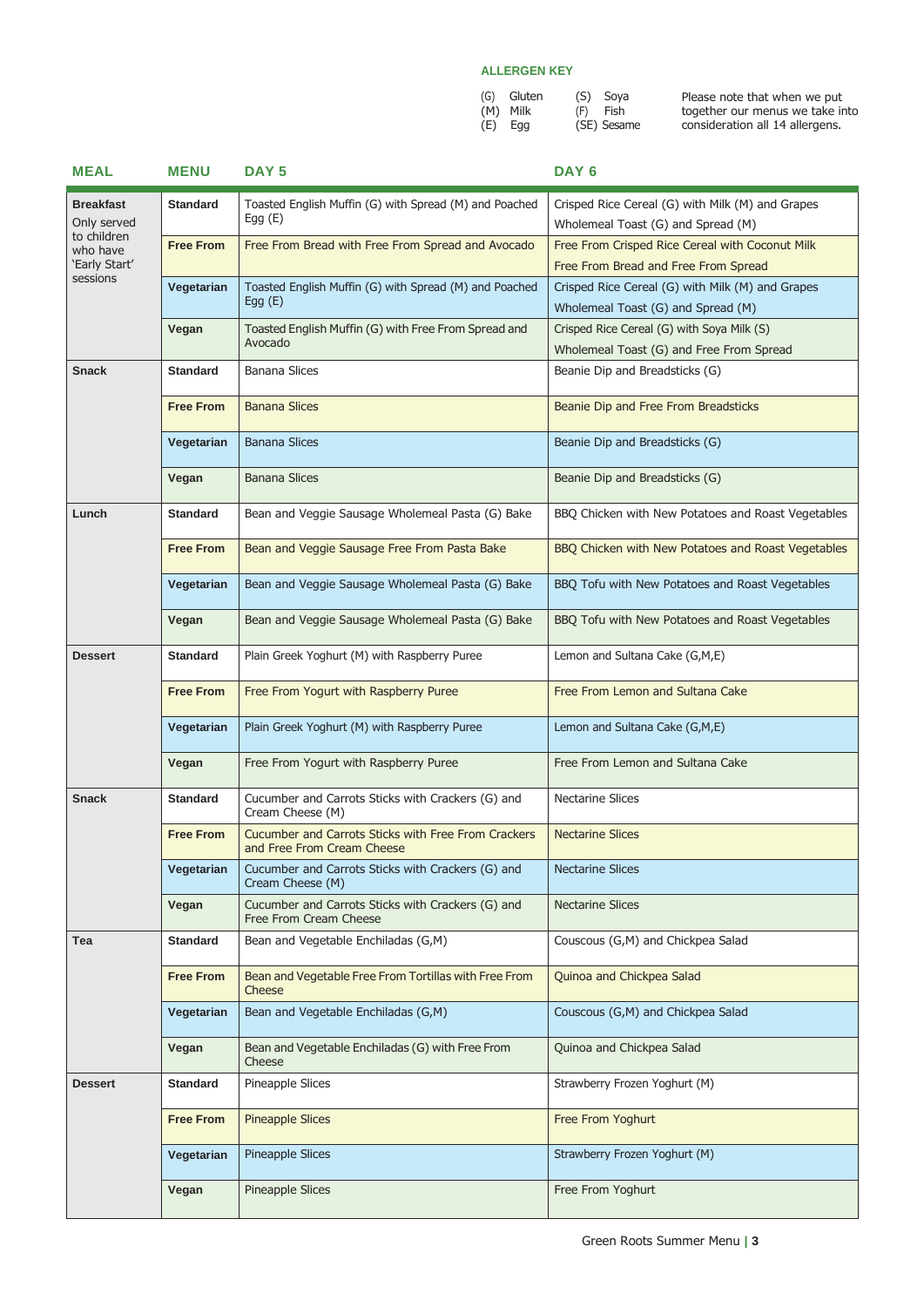**ALLERGEN KEY**

(G) Gluten
(M) Milk
(E) Egg
(S) Soya
(F) Fish
(SE) Sesame

Please note that when we put together our menus we take into consideration all 14 allergens.

| MEAL | MENU | DAY 5 | DAY 6 |
|---|---|---|---|
| **Breakfast** Only served to children who have 'Early Start' sessions | **Standard** | Toasted English Muffin (G) with Spread (M) and Poached Egg (E) | Crisped Rice Cereal (G) with Milk (M) and Grapes Wholemeal Toast (G) and Spread (M) |
| | **Free From** | Free From Bread with Free From Spread and Avocado | Free From Crisped Rice Cereal with Coconut Milk Free From Bread and Free From Spread |
| | **Vegetarian** | Toasted English Muffin (G) with Spread (M) and Poached Egg (E) | Crisped Rice Cereal (G) with Milk (M) and Grapes Wholemeal Toast (G) and Spread (M) |
| | **Vegan** | Toasted English Muffin (G) with Free From Spread and Avocado | Crisped Rice Cereal (G) with Soya Milk (S) Wholemeal Toast (G) and Free From Spread |
| **Snack** | **Standard** | Banana Slices | Beanie Dip and Breadsticks (G) |
| | **Free From** | Banana Slices | Beanie Dip and Free From Breadsticks |
| | **Vegetarian** | Banana Slices | Beanie Dip and Breadsticks (G) |
| | **Vegan** | Banana Slices | Beanie Dip and Breadsticks (G) |
| **Lunch** | **Standard** | Bean and Veggie Sausage Wholemeal Pasta (G) Bake | BBQ Chicken with New Potatoes and Roast Vegetables |
| | **Free From** | Bean and Veggie Sausage Free From Pasta Bake | BBQ Chicken with New Potatoes and Roast Vegetables |
| | **Vegetarian** | Bean and Veggie Sausage Wholemeal Pasta (G) Bake | BBQ Tofu with New Potatoes and Roast Vegetables |
| | **Vegan** | Bean and Veggie Sausage Wholemeal Pasta (G) Bake | BBQ Tofu with New Potatoes and Roast Vegetables |
| **Dessert** | **Standard** | Plain Greek Yoghurt (M) with Raspberry Puree | Lemon and Sultana Cake (G,M,E) |
| | **Free From** | Free From Yogurt with Raspberry Puree | Free From Lemon and Sultana Cake |
| | **Vegetarian** | Plain Greek Yoghurt (M) with Raspberry Puree | Lemon and Sultana Cake (G,M,E) |
| | **Vegan** | Free From Yogurt with Raspberry Puree | Free From Lemon and Sultana Cake |
| **Snack** | **Standard** | Cucumber and Carrots Sticks with Crackers (G) and Cream Cheese (M) | Nectarine Slices |
| | **Free From** | Cucumber and Carrots Sticks with Free From Crackers and Free From Cream Cheese | Nectarine Slices |
| | **Vegetarian** | Cucumber and Carrots Sticks with Crackers (G) and Cream Cheese (M) | Nectarine Slices |
| | **Vegan** | Cucumber and Carrots Sticks with Crackers (G) and Free From Cream Cheese | Nectarine Slices |
| **Tea** | **Standard** | Bean and Vegetable Enchiladas (G,M) | Couscous (G,M) and Chickpea Salad |
| | **Free From** | Bean and Vegetable Free From Tortillas with Free From Cheese | Quinoa and Chickpea Salad |
| | **Vegetarian** | Bean and Vegetable Enchiladas (G,M) | Couscous (G,M) and Chickpea Salad |
| | **Vegan** | Bean and Vegetable Enchiladas (G) with Free From Cheese | Quinoa and Chickpea Salad |
| **Dessert** | **Standard** | Pineapple Slices | Strawberry Frozen Yoghurt (M) |
| | **Free From** | Pineapple Slices | Free From Yoghurt |
| | **Vegetarian** | Pineapple Slices | Strawberry Frozen Yoghurt (M) |
| | **Vegan** | Pineapple Slices | Free From Yoghurt |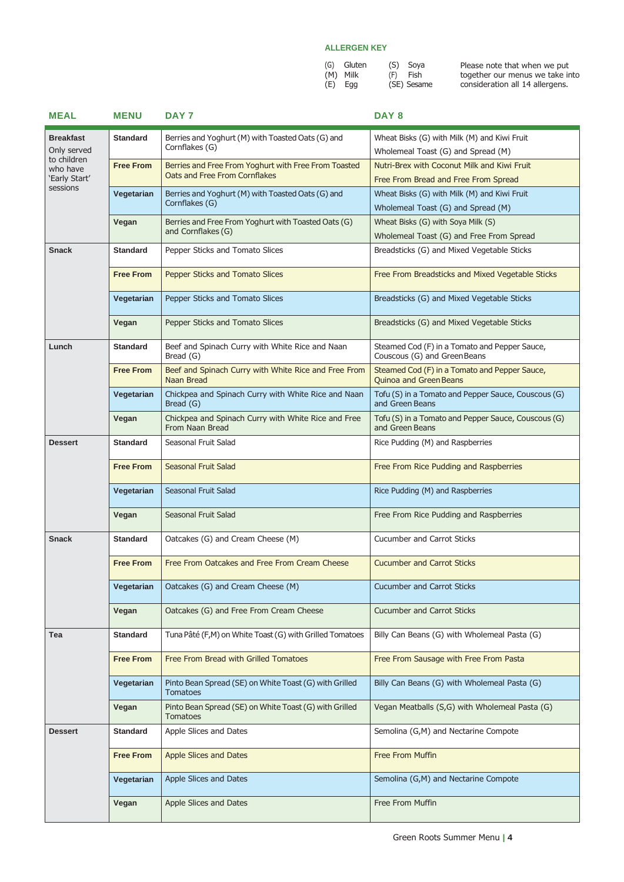**ALLERGEN KEY**

(G) Gluten
(M) Milk
(E) Egg

(S) Soya
(F) Fish
(SE) Sesame

Please note that when we put together our menus we take into consideration all 14 allergens.

| MEAL | MENU | DAY 7 | DAY 8 |
|---|---|---|---|
| **Breakfast** Only served to children who have 'Early Start' sessions | **Standard** | Berries and Yoghurt (M) with Toasted Oats (G) and Cornflakes (G) | Wheat Bisks (G) with Milk (M) and Kiwi Fruit<br>Wholemeal Toast (G) and Spread (M) |
| | **Free From** | Berries and Free From Yoghurt with Free From Toasted Oats and Free From Cornflakes | Nutri-Brex with Coconut Milk and Kiwi Fruit<br>Free From Bread and Free From Spread |
| | **Vegetarian** | Berries and Yoghurt (M) with Toasted Oats (G) and Cornflakes (G) | Wheat Bisks (G) with Milk (M) and Kiwi Fruit<br>Wholemeal Toast (G) and Spread (M) |
| | **Vegan** | Berries and Free From Yoghurt with Toasted Oats (G) and Cornflakes (G) | Wheat Bisks (G) with Soya Milk (S)<br>Wholemeal Toast (G) and Free From Spread |
| **Snack** | **Standard** | Pepper Sticks and Tomato Slices | Breadsticks (G) and Mixed Vegetable Sticks |
| | **Free From** | Pepper Sticks and Tomato Slices | Free From Breadsticks and Mixed Vegetable Sticks |
| | **Vegetarian** | Pepper Sticks and Tomato Slices | Breadsticks (G) and Mixed Vegetable Sticks |
| | **Vegan** | Pepper Sticks and Tomato Slices | Breadsticks (G) and Mixed Vegetable Sticks |
| **Lunch** | **Standard** | Beef and Spinach Curry with White Rice and Naan Bread (G) | Steamed Cod (F) in a Tomato and Pepper Sauce, Couscous (G) and Green Beans |
| | **Free From** | Beef and Spinach Curry with White Rice and Free From Naan Bread | Steamed Cod (F) in a Tomato and Pepper Sauce, Quinoa and Green Beans |
| | **Vegetarian** | Chickpea and Spinach Curry with White Rice and Naan Bread (G) | Tofu (S) in a Tomato and Pepper Sauce, Couscous (G) and Green Beans |
| | **Vegan** | Chickpea and Spinach Curry with White Rice and Free From Naan Bread | Tofu (S) in a Tomato and Pepper Sauce, Couscous (G) and Green Beans |
| **Dessert** | **Standard** | Seasonal Fruit Salad | Rice Pudding (M) and Raspberries |
| | **Free From** | Seasonal Fruit Salad | Free From Rice Pudding and Raspberries |
| | **Vegetarian** | Seasonal Fruit Salad | Rice Pudding (M) and Raspberries |
| | **Vegan** | Seasonal Fruit Salad | Free From Rice Pudding and Raspberries |
| **Snack** | **Standard** | Oatcakes (G) and Cream Cheese (M) | Cucumber and Carrot Sticks |
| | **Free From** | Free From Oatcakes and Free From Cream Cheese | Cucumber and Carrot Sticks |
| | **Vegetarian** | Oatcakes (G) and Cream Cheese (M) | Cucumber and Carrot Sticks |
| | **Vegan** | Oatcakes (G) and Free From Cream Cheese | Cucumber and Carrot Sticks |
| **Tea** | **Standard** | Tuna Pâté (F,M) on White Toast (G) with Grilled Tomatoes | Billy Can Beans (G) with Wholemeal Pasta (G) |
| | **Free From** | Free From Bread with Grilled Tomatoes | Free From Sausage with Free From Pasta |
| | **Vegetarian** | Pinto Bean Spread (SE) on White Toast (G) with Grilled Tomatoes | Billy Can Beans (G) with Wholemeal Pasta (G) |
| | **Vegan** | Pinto Bean Spread (SE) on White Toast (G) with Grilled Tomatoes | Vegan Meatballs (S,G) with Wholemeal Pasta (G) |
| **Dessert** | **Standard** | Apple Slices and Dates | Semolina (G,M) and Nectarine Compote |
| | **Free From** | Apple Slices and Dates | Free From Muffin |
| | **Vegetarian** | Apple Slices and Dates | Semolina (G,M) and Nectarine Compote |
| | **Vegan** | Apple Slices and Dates | Free From Muffin |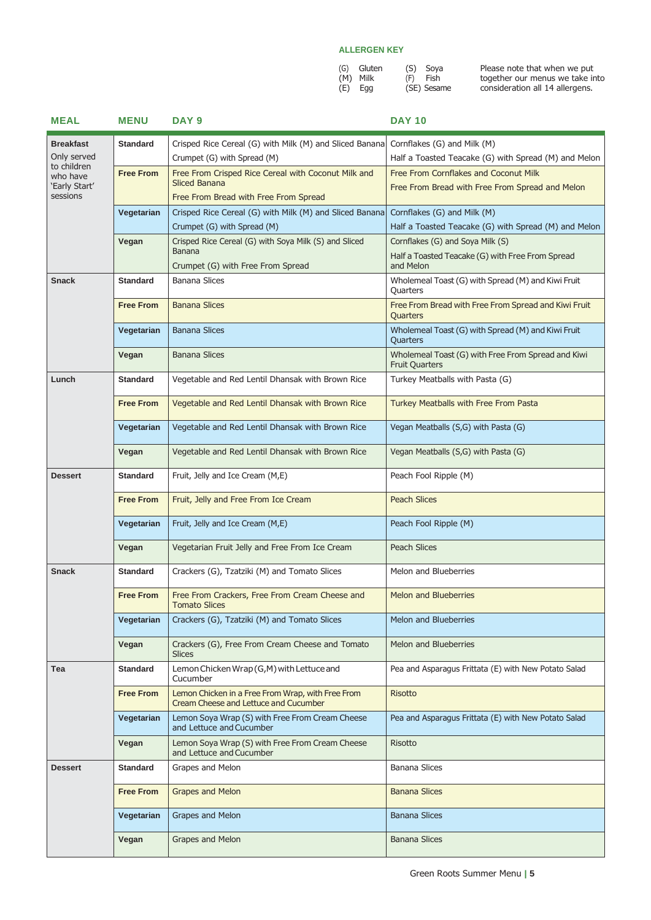**ALLERGEN KEY**

(G) Gluten
(M) Milk
(E) Egg
(S) Soya
(F) Fish
(SE) Sesame

Please note that when we put together our menus we take into consideration all 14 allergens.

| MEAL | MENU | DAY 9 | DAY 10 |
|---|---|---|---|
| **Breakfast** Only served to children who have 'Early Start' sessions | **Standard** | Crisped Rice Cereal (G) with Milk (M) and Sliced Banana<br>Crumpet (G) with Spread (M) | Cornflakes (G) and Milk (M)<br>Half a Toasted Teacake (G) with Spread (M) and Melon |
| | **Free From** | Free From Crisped Rice Cereal with Coconut Milk and Sliced Banana<br>Free From Bread with Free From Spread | Free From Cornflakes and Coconut Milk<br>Free From Bread with Free From Spread and Melon |
| | **Vegetarian** | Crisped Rice Cereal (G) with Milk (M) and Sliced Banana<br>Crumpet (G) with Spread (M) | Cornflakes (G) and Milk (M)<br>Half a Toasted Teacake (G) with Spread (M) and Melon |
| | **Vegan** | Crisped Rice Cereal (G) with Soya Milk (S) and Sliced Banana<br>Crumpet (G) with Free From Spread | Cornflakes (G) and Soya Milk (S)<br>Half a Toasted Teacake (G) with Free From Spread and Melon |
| **Snack** | **Standard** | Banana Slices | Wholemeal Toast (G) with Spread (M) and Kiwi Fruit Quarters |
| | **Free From** | Banana Slices | Free From Bread with Free From Spread and Kiwi Fruit Quarters |
| | **Vegetarian** | Banana Slices | Wholemeal Toast (G) with Spread (M) and Kiwi Fruit Quarters |
| | **Vegan** | Banana Slices | Wholemeal Toast (G) with Free From Spread and Kiwi Fruit Quarters |
| **Lunch** | **Standard** | Vegetable and Red Lentil Dhansak with Brown Rice | Turkey Meatballs with Pasta (G) |
| | **Free From** | Vegetable and Red Lentil Dhansak with Brown Rice | Turkey Meatballs with Free From Pasta |
| | **Vegetarian** | Vegetable and Red Lentil Dhansak with Brown Rice | Vegan Meatballs (S,G) with Pasta (G) |
| | **Vegan** | Vegetable and Red Lentil Dhansak with Brown Rice | Vegan Meatballs (S,G) with Pasta (G) |
| **Dessert** | **Standard** | Fruit, Jelly and Ice Cream (M,E) | Peach Fool Ripple (M) |
| | **Free From** | Fruit, Jelly and Free From Ice Cream | Peach Slices |
| | **Vegetarian** | Fruit, Jelly and Ice Cream (M,E) | Peach Fool Ripple (M) |
| | **Vegan** | Vegetarian Fruit Jelly and Free From Ice Cream | Peach Slices |
| **Snack** | **Standard** | Crackers (G), Tzatziki (M) and Tomato Slices | Melon and Blueberries |
| | **Free From** | Free From Crackers, Free From Cream Cheese and Tomato Slices | Melon and Blueberries |
| | **Vegetarian** | Crackers (G), Tzatziki (M) and Tomato Slices | Melon and Blueberries |
| | **Vegan** | Crackers (G), Free From Cream Cheese and Tomato Slices | Melon and Blueberries |
| **Tea** | **Standard** | Lemon Chicken Wrap (G,M) with Lettuce and Cucumber | Pea and Asparagus Frittata (E) with New Potato Salad |
| | **Free From** | Lemon Chicken in a Free From Wrap, with Free From Cream Cheese and Lettuce and Cucumber | Risotto |
| | **Vegetarian** | Lemon Soya Wrap (S) with Free From Cream Cheese and Lettuce and Cucumber | Pea and Asparagus Frittata (E) with New Potato Salad |
| | **Vegan** | Lemon Soya Wrap (S) with Free From Cream Cheese and Lettuce and Cucumber | Risotto |
| **Dessert** | **Standard** | Grapes and Melon | Banana Slices |
| | **Free From** | Grapes and Melon | Banana Slices |
| | **Vegetarian** | Grapes and Melon | Banana Slices |
| | **Vegan** | Grapes and Melon | Banana Slices |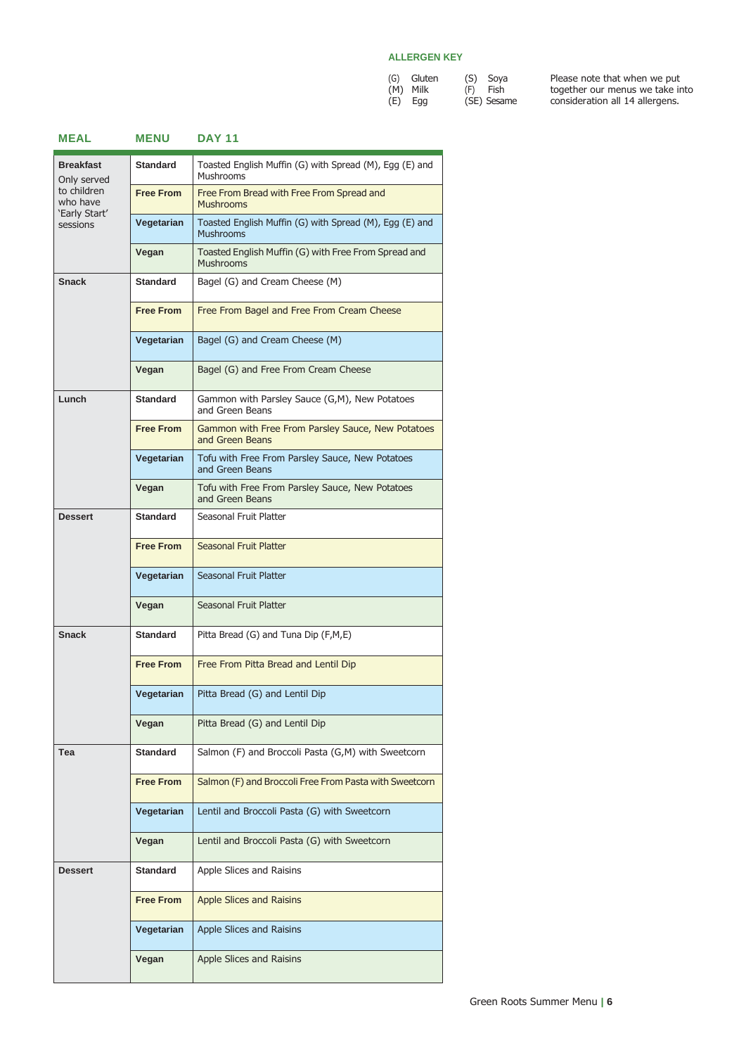**ALLERGEN KEY**

| | | | |
|---|---|---|---|
| (G) | Gluten | (S) | Soya |
| (M) | Milk | (F) | Fish |
| (E) | Egg | (SE) | Sesame |

Please note that when we put together our menus we take into consideration all 14 allergens.

| MEAL | MENU | DAY 11 |
|---|---|---|
| **Breakfast** Only served to children who have 'Early Start' sessions | **Standard** | Toasted English Muffin (G) with Spread (M), Egg (E) and Mushrooms |
| | **Free From** | Free From Bread with Free From Spread and Mushrooms |
| | **Vegetarian** | Toasted English Muffin (G) with Spread (M), Egg (E) and Mushrooms |
| | **Vegan** | Toasted English Muffin (G) with Free From Spread and Mushrooms |
| **Snack** | **Standard** | Bagel (G) and Cream Cheese (M) |
| | **Free From** | Free From Bagel and Free From Cream Cheese |
| | **Vegetarian** | Bagel (G) and Cream Cheese (M) |
| | **Vegan** | Bagel (G) and Free From Cream Cheese |
| **Lunch** | **Standard** | Gammon with Parsley Sauce (G,M), New Potatoes and Green Beans |
| | **Free From** | Gammon with Free From Parsley Sauce, New Potatoes and Green Beans |
| | **Vegetarian** | Tofu with Free From Parsley Sauce, New Potatoes and Green Beans |
| | **Vegan** | Tofu with Free From Parsley Sauce, New Potatoes and Green Beans |
| **Dessert** | **Standard** | Seasonal Fruit Platter |
| | **Free From** | Seasonal Fruit Platter |
| | **Vegetarian** | Seasonal Fruit Platter |
| | **Vegan** | Seasonal Fruit Platter |
| **Snack** | **Standard** | Pitta Bread (G) and Tuna Dip (F,M,E) |
| | **Free From** | Free From Pitta Bread and Lentil Dip |
| | **Vegetarian** | Pitta Bread (G) and Lentil Dip |
| | **Vegan** | Pitta Bread (G) and Lentil Dip |
| **Tea** | **Standard** | Salmon (F) and Broccoli Pasta (G,M) with Sweetcorn |
| | **Free From** | Salmon (F) and Broccoli Free From Pasta with Sweetcorn |
| | **Vegetarian** | Lentil and Broccoli Pasta (G) with Sweetcorn |
| | **Vegan** | Lentil and Broccoli Pasta (G) with Sweetcorn |
| **Dessert** | **Standard** | Apple Slices and Raisins |
| | **Free From** | Apple Slices and Raisins |
| | **Vegetarian** | Apple Slices and Raisins |
| | **Vegan** | Apple Slices and Raisins |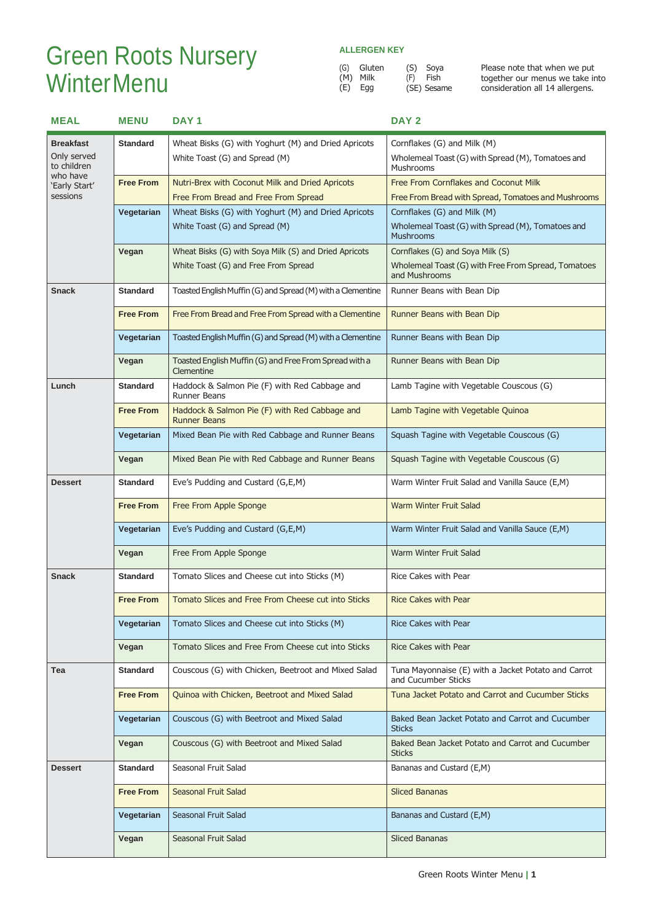# Green Roots Nursery Winter Menu

**ALLERGEN KEY**

(G) Gluten
(M) Milk
(E) Egg
(S) Soya
(F) Fish
(SE) Sesame

Please note that when we put together our menus we take into consideration all 14 allergens.

| MEAL | MENU | DAY 1 | DAY 2 |
|---|---|---|---|
| **Breakfast** Only served to children who have 'Early Start' sessions | **Standard** | Wheat Bisks (G) with Yoghurt (M) and Dried Apricots<br>White Toast (G) and Spread (M) | Cornflakes (G) and Milk (M)<br>Wholemeal Toast (G) with Spread (M), Tomatoes and Mushrooms |
| | **Free From** | Nutri-Brex with Coconut Milk and Dried Apricots<br>Free From Bread and Free From Spread | Free From Cornflakes and Coconut Milk<br>Free From Bread with Spread, Tomatoes and Mushrooms |
| | **Vegetarian** | Wheat Bisks (G) with Yoghurt (M) and Dried Apricots<br>White Toast (G) and Spread (M) | Cornflakes (G) and Milk (M)<br>Wholemeal Toast (G) with Spread (M), Tomatoes and Mushrooms |
| | **Vegan** | Wheat Bisks (G) with Soya Milk (S) and Dried Apricots<br>White Toast (G) and Free From Spread | Cornflakes (G) and Soya Milk (S)<br>Wholemeal Toast (G) with Free From Spread, Tomatoes and Mushrooms |
| **Snack** | **Standard** | Toasted English Muffin (G) and Spread (M) with a Clementine | Runner Beans with Bean Dip |
| | **Free From** | Free From Bread and Free From Spread with a Clementine | Runner Beans with Bean Dip |
| | **Vegetarian** | Toasted English Muffin (G) and Spread (M) with a Clementine | Runner Beans with Bean Dip |
| | **Vegan** | Toasted English Muffin (G) and Free From Spread with a Clementine | Runner Beans with Bean Dip |
| **Lunch** | **Standard** | Haddock & Salmon Pie (F) with Red Cabbage and Runner Beans | Lamb Tagine with Vegetable Couscous (G) |
| | **Free From** | Haddock & Salmon Pie (F) with Red Cabbage and Runner Beans | Lamb Tagine with Vegetable Quinoa |
| | **Vegetarian** | Mixed Bean Pie with Red Cabbage and Runner Beans | Squash Tagine with Vegetable Couscous (G) |
| | **Vegan** | Mixed Bean Pie with Red Cabbage and Runner Beans | Squash Tagine with Vegetable Couscous (G) |
| **Dessert** | **Standard** | Eve's Pudding and Custard (G,E,M) | Warm Winter Fruit Salad and Vanilla Sauce (E,M) |
| | **Free From** | Free From Apple Sponge | Warm Winter Fruit Salad |
| | **Vegetarian** | Eve's Pudding and Custard (G,E,M) | Warm Winter Fruit Salad and Vanilla Sauce (E,M) |
| | **Vegan** | Free From Apple Sponge | Warm Winter Fruit Salad |
| **Snack** | **Standard** | Tomato Slices and Cheese cut into Sticks (M) | Rice Cakes with Pear |
| | **Free From** | Tomato Slices and Free From Cheese cut into Sticks | Rice Cakes with Pear |
| | **Vegetarian** | Tomato Slices and Cheese cut into Sticks (M) | Rice Cakes with Pear |
| | **Vegan** | Tomato Slices and Free From Cheese cut into Sticks | Rice Cakes with Pear |
| **Tea** | **Standard** | Couscous (G) with Chicken, Beetroot and Mixed Salad | Tuna Mayonnaise (E) with a Jacket Potato and Carrot and Cucumber Sticks |
| | **Free From** | Quinoa with Chicken, Beetroot and Mixed Salad | Tuna Jacket Potato and Carrot and Cucumber Sticks |
| | **Vegetarian** | Couscous (G) with Beetroot and Mixed Salad | Baked Bean Jacket Potato and Carrot and Cucumber Sticks |
| | **Vegan** | Couscous (G) with Beetroot and Mixed Salad | Baked Bean Jacket Potato and Carrot and Cucumber Sticks |
| **Dessert** | **Standard** | Seasonal Fruit Salad | Bananas and Custard (E,M) |
| | **Free From** | Seasonal Fruit Salad | Sliced Bananas |
| | **Vegetarian** | Seasonal Fruit Salad | Bananas and Custard (E,M) |
| | **Vegan** | Seasonal Fruit Salad | Sliced Bananas |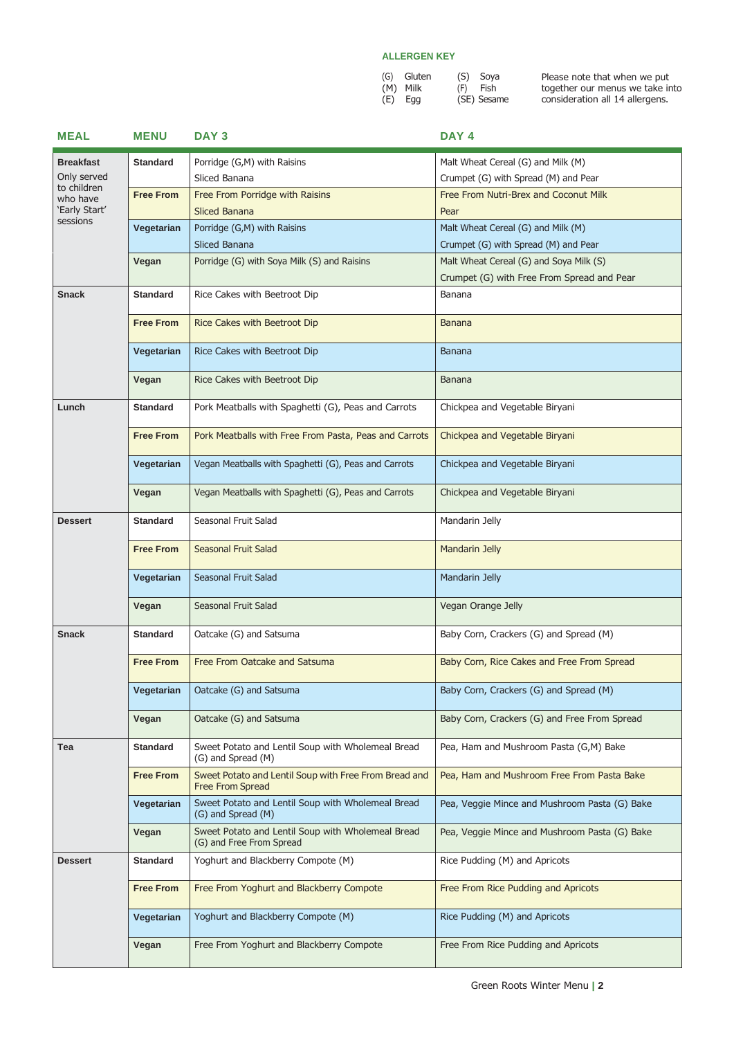### ALLERGEN KEY

(G) Gluten
(M) Milk
(E) Egg
(S) Soya
(F) Fish
(SE) Sesame

Please note that when we put together our menus we take into consideration all 14 allergens.

| MEAL | MENU | DAY 3 | DAY 4 |
|---|---|---|---|
| **Breakfast** Only served to children who have 'Early Start' sessions | **Standard** | Porridge (G,M) with Raisins<br>Sliced Banana | Malt Wheat Cereal (G) and Milk (M)<br>Crumpet (G) with Spread (M) and Pear |
| | **Free From** | Free From Porridge with Raisins<br>Sliced Banana | Free From Nutri-Brex and Coconut Milk<br>Pear |
| | **Vegetarian** | Porridge (G,M) with Raisins<br>Sliced Banana | Malt Wheat Cereal (G) and Milk (M)<br>Crumpet (G) with Spread (M) and Pear |
| | **Vegan** | Porridge (G) with Soya Milk (S) and Raisins | Malt Wheat Cereal (G) and Soya Milk (S)<br>Crumpet (G) with Free From Spread and Pear |
| **Snack** | **Standard** | Rice Cakes with Beetroot Dip | Banana |
| | **Free From** | Rice Cakes with Beetroot Dip | Banana |
| | **Vegetarian** | Rice Cakes with Beetroot Dip | Banana |
| | **Vegan** | Rice Cakes with Beetroot Dip | Banana |
| **Lunch** | **Standard** | Pork Meatballs with Spaghetti (G), Peas and Carrots | Chickpea and Vegetable Biryani |
| | **Free From** | Pork Meatballs with Free From Pasta, Peas and Carrots | Chickpea and Vegetable Biryani |
| | **Vegetarian** | Vegan Meatballs with Spaghetti (G), Peas and Carrots | Chickpea and Vegetable Biryani |
| | **Vegan** | Vegan Meatballs with Spaghetti (G), Peas and Carrots | Chickpea and Vegetable Biryani |
| **Dessert** | **Standard** | Seasonal Fruit Salad | Mandarin Jelly |
| | **Free From** | Seasonal Fruit Salad | Mandarin Jelly |
| | **Vegetarian** | Seasonal Fruit Salad | Mandarin Jelly |
| | **Vegan** | Seasonal Fruit Salad | Vegan Orange Jelly |
| **Snack** | **Standard** | Oatcake (G) and Satsuma | Baby Corn, Crackers (G) and Spread (M) |
| | **Free From** | Free From Oatcake and Satsuma | Baby Corn, Rice Cakes and Free From Spread |
| | **Vegetarian** | Oatcake (G) and Satsuma | Baby Corn, Crackers (G) and Spread (M) |
| | **Vegan** | Oatcake (G) and Satsuma | Baby Corn, Crackers (G) and Free From Spread |
| **Tea** | **Standard** | Sweet Potato and Lentil Soup with Wholemeal Bread (G) and Spread (M) | Pea, Ham and Mushroom Pasta (G,M) Bake |
| | **Free From** | Sweet Potato and Lentil Soup with Free From Bread and Free From Spread | Pea, Ham and Mushroom Free From Pasta Bake |
| | **Vegetarian** | Sweet Potato and Lentil Soup with Wholemeal Bread (G) and Spread (M) | Pea, Veggie Mince and Mushroom Pasta (G) Bake |
| | **Vegan** | Sweet Potato and Lentil Soup with Wholemeal Bread (G) and Free From Spread | Pea, Veggie Mince and Mushroom Pasta (G) Bake |
| **Dessert** | **Standard** | Yoghurt and Blackberry Compote (M) | Rice Pudding (M) and Apricots |
| | **Free From** | Free From Yoghurt and Blackberry Compote | Free From Rice Pudding and Apricots |
| | **Vegetarian** | Yoghurt and Blackberry Compote (M) | Rice Pudding (M) and Apricots |
| | **Vegan** | Free From Yoghurt and Blackberry Compote | Free From Rice Pudding and Apricots |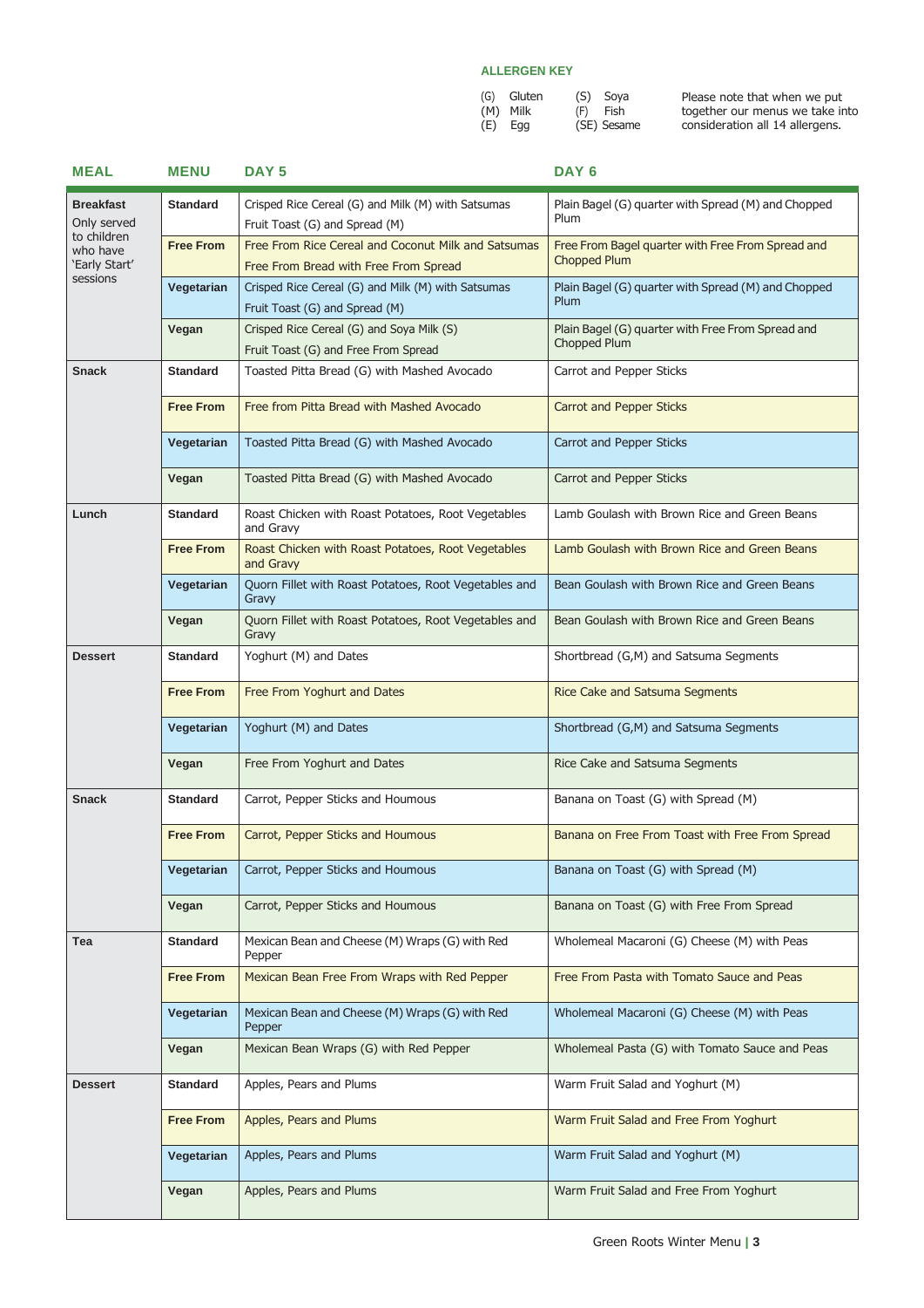**ALLERGEN KEY**

(G) Gluten
(M) Milk
(E) Egg

(S) Soya
(F) Fish
(SE) Sesame

Please note that when we put together our menus we take into consideration all 14 allergens.

| MEAL | MENU | DAY 5 | DAY 6 |
|---|---|---|---|
| **Breakfast** Only served to children who have 'Early Start' sessions | **Standard** | Crisped Rice Cereal (G) and Milk (M) with Satsumas<br>Fruit Toast (G) and Spread (M) | Plain Bagel (G) quarter with Spread (M) and Chopped Plum |
| | **Free From** | Free From Rice Cereal and Coconut Milk and Satsumas<br>Free From Bread with Free From Spread | Free From Bagel quarter with Free From Spread and Chopped Plum |
| | **Vegetarian** | Crisped Rice Cereal (G) and Milk (M) with Satsumas<br>Fruit Toast (G) and Spread (M) | Plain Bagel (G) quarter with Spread (M) and Chopped Plum |
| | **Vegan** | Crisped Rice Cereal (G) and Soya Milk (S)<br>Fruit Toast (G) and Free From Spread | Plain Bagel (G) quarter with Free From Spread and Chopped Plum |
| **Snack** | **Standard** | Toasted Pitta Bread (G) with Mashed Avocado | Carrot and Pepper Sticks |
| | **Free From** | Free from Pitta Bread with Mashed Avocado | Carrot and Pepper Sticks |
| | **Vegetarian** | Toasted Pitta Bread (G) with Mashed Avocado | Carrot and Pepper Sticks |
| | **Vegan** | Toasted Pitta Bread (G) with Mashed Avocado | Carrot and Pepper Sticks |
| **Lunch** | **Standard** | Roast Chicken with Roast Potatoes, Root Vegetables and Gravy | Lamb Goulash with Brown Rice and Green Beans |
| | **Free From** | Roast Chicken with Roast Potatoes, Root Vegetables and Gravy | Lamb Goulash with Brown Rice and Green Beans |
| | **Vegetarian** | Quorn Fillet with Roast Potatoes, Root Vegetables and Gravy | Bean Goulash with Brown Rice and Green Beans |
| | **Vegan** | Quorn Fillet with Roast Potatoes, Root Vegetables and Gravy | Bean Goulash with Brown Rice and Green Beans |
| **Dessert** | **Standard** | Yoghurt (M) and Dates | Shortbread (G,M) and Satsuma Segments |
| | **Free From** | Free From Yoghurt and Dates | Rice Cake and Satsuma Segments |
| | **Vegetarian** | Yoghurt (M) and Dates | Shortbread (G,M) and Satsuma Segments |
| | **Vegan** | Free From Yoghurt and Dates | Rice Cake and Satsuma Segments |
| **Snack** | **Standard** | Carrot, Pepper Sticks and Houmous | Banana on Toast (G) with Spread (M) |
| | **Free From** | Carrot, Pepper Sticks and Houmous | Banana on Free From Toast with Free From Spread |
| | **Vegetarian** | Carrot, Pepper Sticks and Houmous | Banana on Toast (G) with Spread (M) |
| | **Vegan** | Carrot, Pepper Sticks and Houmous | Banana on Toast (G) with Free From Spread |
| **Tea** | **Standard** | Mexican Bean and Cheese (M) Wraps (G) with Red Pepper | Wholemeal Macaroni (G) Cheese (M) with Peas |
| | **Free From** | Mexican Bean Free From Wraps with Red Pepper | Free From Pasta with Tomato Sauce and Peas |
| | **Vegetarian** | Mexican Bean and Cheese (M) Wraps (G) with Red Pepper | Wholemeal Macaroni (G) Cheese (M) with Peas |
| | **Vegan** | Mexican Bean Wraps (G) with Red Pepper | Wholemeal Pasta (G) with Tomato Sauce and Peas |
| **Dessert** | **Standard** | Apples, Pears and Plums | Warm Fruit Salad and Yoghurt (M) |
| | **Free From** | Apples, Pears and Plums | Warm Fruit Salad and Free From Yoghurt |
| | **Vegetarian** | Apples, Pears and Plums | Warm Fruit Salad and Yoghurt (M) |
| | **Vegan** | Apples, Pears and Plums | Warm Fruit Salad and Free From Yoghurt |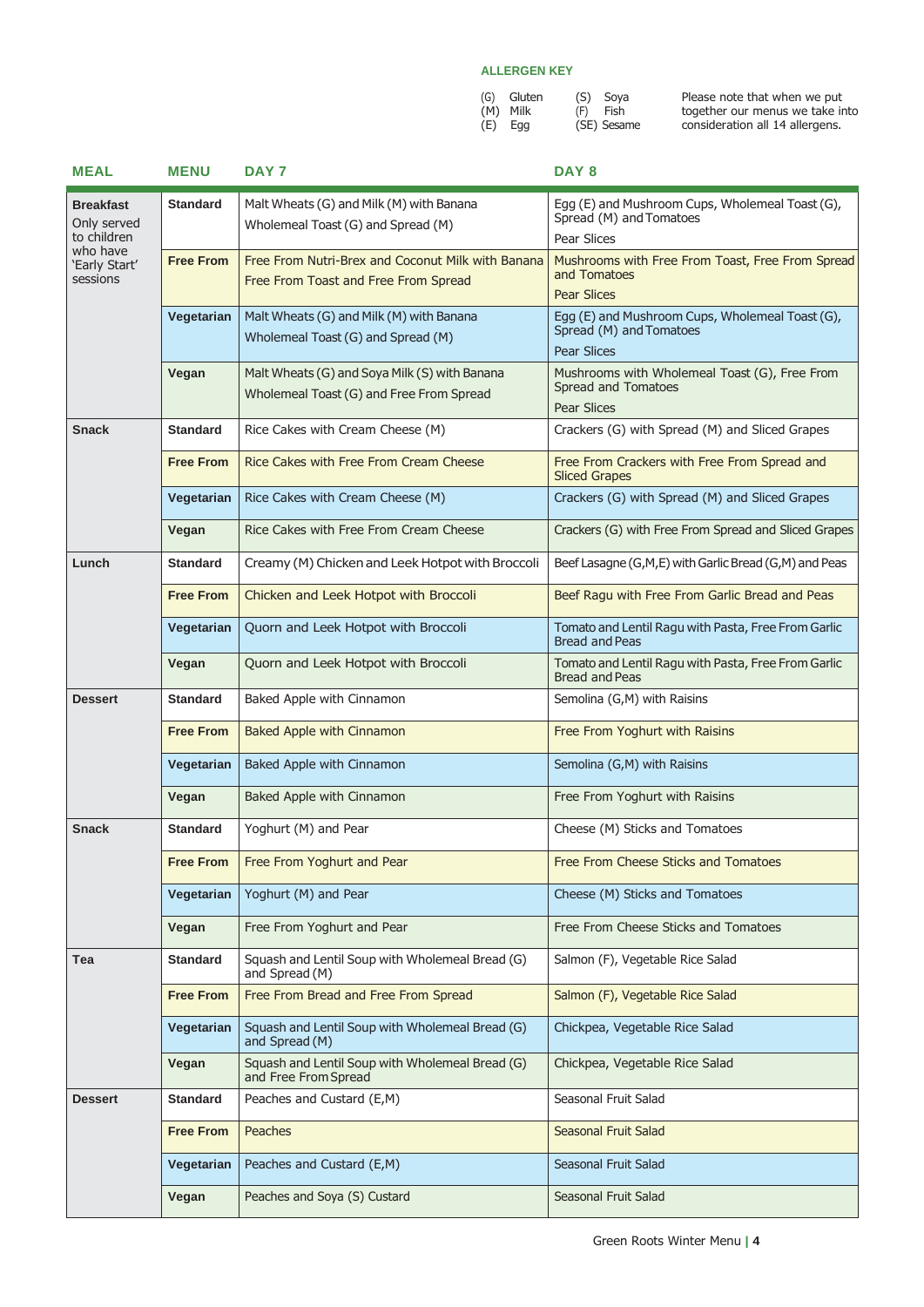**ALLERGEN KEY**

(G) Gluten
(M) Milk
(E) Egg
(S) Soya
(F) Fish
(SE) Sesame

Please note that when we put together our menus we take into consideration all 14 allergens.

| MEAL | MENU | DAY 7 | DAY 8 |
|---|---|---|---|
| **Breakfast** Only served to children who have 'Early Start' sessions | **Standard** | Malt Wheats (G) and Milk (M) with Banana<br>Wholemeal Toast (G) and Spread (M) | Egg (E) and Mushroom Cups, Wholemeal Toast (G), Spread (M) and Tomatoes<br>Pear Slices |
| | **Free From** | Free From Nutri-Brex and Coconut Milk with Banana<br>Free From Toast and Free From Spread | Mushrooms with Free From Toast, Free From Spread and Tomatoes<br>Pear Slices |
| | **Vegetarian** | Malt Wheats (G) and Milk (M) with Banana<br>Wholemeal Toast (G) and Spread (M) | Egg (E) and Mushroom Cups, Wholemeal Toast (G), Spread (M) and Tomatoes<br>Pear Slices |
| | **Vegan** | Malt Wheats (G) and Soya Milk (S) with Banana<br>Wholemeal Toast (G) and Free From Spread | Mushrooms with Wholemeal Toast (G), Free From Spread and Tomatoes<br>Pear Slices |
| **Snack** | **Standard** | Rice Cakes with Cream Cheese (M) | Crackers (G) with Spread (M) and Sliced Grapes |
| | **Free From** | Rice Cakes with Free From Cream Cheese | Free From Crackers with Free From Spread and Sliced Grapes |
| | **Vegetarian** | Rice Cakes with Cream Cheese (M) | Crackers (G) with Spread (M) and Sliced Grapes |
| | **Vegan** | Rice Cakes with Free From Cream Cheese | Crackers (G) with Free From Spread and Sliced Grapes |
| **Lunch** | **Standard** | Creamy (M) Chicken and Leek Hotpot with Broccoli | Beef Lasagne (G,M,E) with Garlic Bread (G,M) and Peas |
| | **Free From** | Chicken and Leek Hotpot with Broccoli | Beef Ragu with Free From Garlic Bread and Peas |
| | **Vegetarian** | Quorn and Leek Hotpot with Broccoli | Tomato and Lentil Ragu with Pasta, Free From Garlic Bread and Peas |
| | **Vegan** | Quorn and Leek Hotpot with Broccoli | Tomato and Lentil Ragu with Pasta, Free From Garlic Bread and Peas |
| **Dessert** | **Standard** | Baked Apple with Cinnamon | Semolina (G,M) with Raisins |
| | **Free From** | Baked Apple with Cinnamon | Free From Yoghurt with Raisins |
| | **Vegetarian** | Baked Apple with Cinnamon | Semolina (G,M) with Raisins |
| | **Vegan** | Baked Apple with Cinnamon | Free From Yoghurt with Raisins |
| **Snack** | **Standard** | Yoghurt (M) and Pear | Cheese (M) Sticks and Tomatoes |
| | **Free From** | Free From Yoghurt and Pear | Free From Cheese Sticks and Tomatoes |
| | **Vegetarian** | Yoghurt (M) and Pear | Cheese (M) Sticks and Tomatoes |
| | **Vegan** | Free From Yoghurt and Pear | Free From Cheese Sticks and Tomatoes |
| **Tea** | **Standard** | Squash and Lentil Soup with Wholemeal Bread (G) and Spread (M) | Salmon (F), Vegetable Rice Salad |
| | **Free From** | Free From Bread and Free From Spread | Salmon (F), Vegetable Rice Salad |
| | **Vegetarian** | Squash and Lentil Soup with Wholemeal Bread (G) and Spread (M) | Chickpea, Vegetable Rice Salad |
| | **Vegan** | Squash and Lentil Soup with Wholemeal Bread (G) and Free From Spread | Chickpea, Vegetable Rice Salad |
| **Dessert** | **Standard** | Peaches and Custard (E,M) | Seasonal Fruit Salad |
| | **Free From** | Peaches | Seasonal Fruit Salad |
| | **Vegetarian** | Peaches and Custard (E,M) | Seasonal Fruit Salad |
| | **Vegan** | Peaches and Soya (S) Custard | Seasonal Fruit Salad |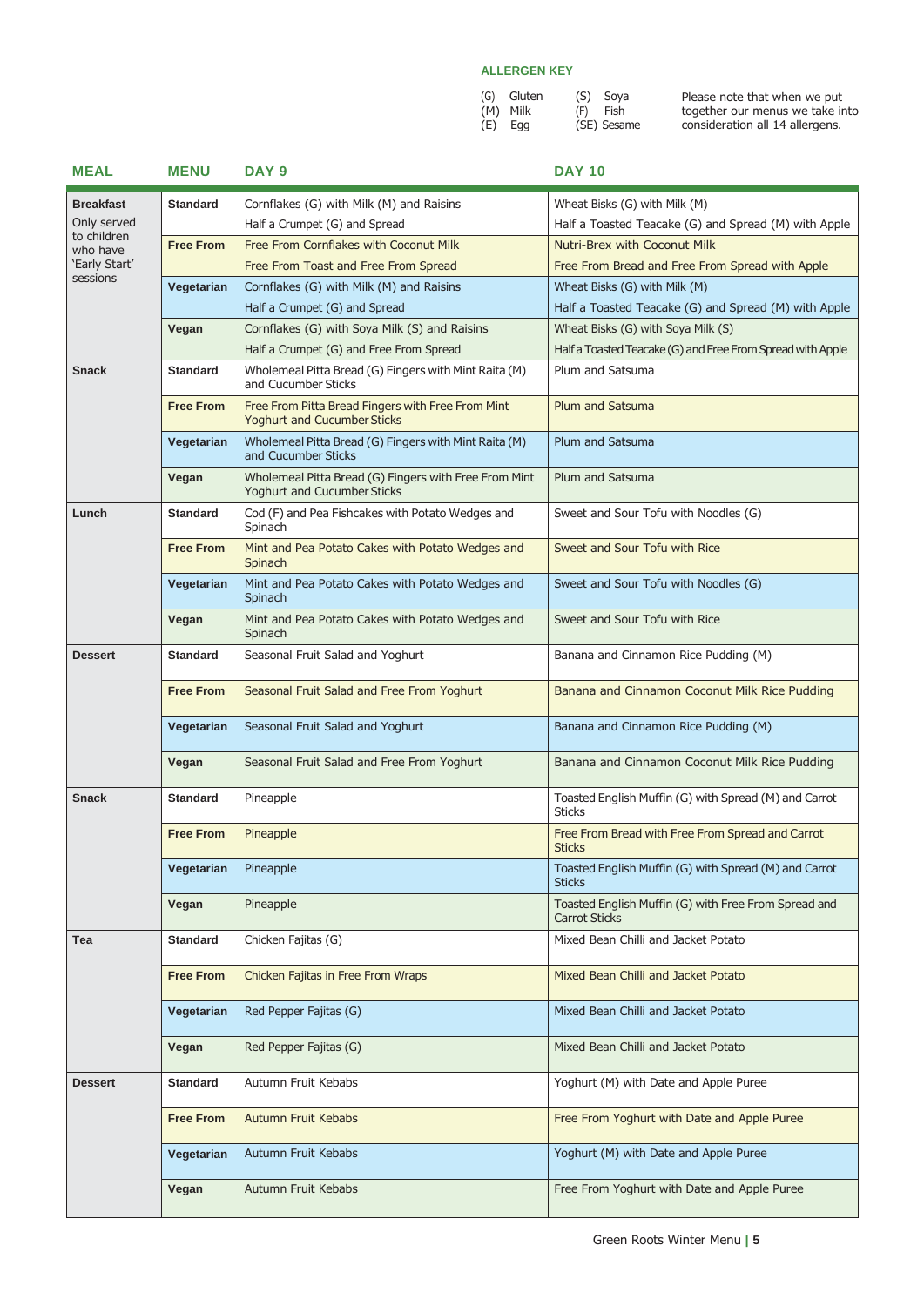### ALLERGEN KEY

(G) Gluten
(M) Milk
(E) Egg

(S) Soya
(F) Fish
(SE) Sesame

Please note that when we put together our menus we take into consideration all 14 allergens.

| MEAL | MENU | DAY 9 | DAY 10 |
|---|---|---|---|
| **Breakfast** Only served to children who have 'Early Start' sessions | **Standard** | Cornflakes (G) with Milk (M) and Raisins<br>Half a Crumpet (G) and Spread | Wheat Bisks (G) with Milk (M)<br>Half a Toasted Teacake (G) and Spread (M) with Apple |
| | **Free From** | Free From Cornflakes with Coconut Milk<br>Free From Toast and Free From Spread | Nutri-Brex with Coconut Milk<br>Free From Bread and Free From Spread with Apple |
| | **Vegetarian** | Cornflakes (G) with Milk (M) and Raisins<br>Half a Crumpet (G) and Spread | Wheat Bisks (G) with Milk (M)<br>Half a Toasted Teacake (G) and Spread (M) with Apple |
| | **Vegan** | Cornflakes (G) with Soya Milk (S) and Raisins<br>Half a Crumpet (G) and Free From Spread | Wheat Bisks (G) with Soya Milk (S)<br>Half a Toasted Teacake (G) and Free From Spread with Apple |
| **Snack** | **Standard** | Wholemeal Pitta Bread (G) Fingers with Mint Raita (M) and Cucumber Sticks | Plum and Satsuma |
| | **Free From** | Free From Pitta Bread Fingers with Free From Mint Yoghurt and Cucumber Sticks | Plum and Satsuma |
| | **Vegetarian** | Wholemeal Pitta Bread (G) Fingers with Mint Raita (M) and Cucumber Sticks | Plum and Satsuma |
| | **Vegan** | Wholemeal Pitta Bread (G) Fingers with Free From Mint Yoghurt and Cucumber Sticks | Plum and Satsuma |
| **Lunch** | **Standard** | Cod (F) and Pea Fishcakes with Potato Wedges and Spinach | Sweet and Sour Tofu with Noodles (G) |
| | **Free From** | Mint and Pea Potato Cakes with Potato Wedges and Spinach | Sweet and Sour Tofu with Rice |
| | **Vegetarian** | Mint and Pea Potato Cakes with Potato Wedges and Spinach | Sweet and Sour Tofu with Noodles (G) |
| | **Vegan** | Mint and Pea Potato Cakes with Potato Wedges and Spinach | Sweet and Sour Tofu with Rice |
| **Dessert** | **Standard** | Seasonal Fruit Salad and Yoghurt | Banana and Cinnamon Rice Pudding (M) |
| | **Free From** | Seasonal Fruit Salad and Free From Yoghurt | Banana and Cinnamon Coconut Milk Rice Pudding |
| | **Vegetarian** | Seasonal Fruit Salad and Yoghurt | Banana and Cinnamon Rice Pudding (M) |
| | **Vegan** | Seasonal Fruit Salad and Free From Yoghurt | Banana and Cinnamon Coconut Milk Rice Pudding |
| **Snack** | **Standard** | Pineapple | Toasted English Muffin (G) with Spread (M) and Carrot Sticks |
| | **Free From** | Pineapple | Free From Bread with Free From Spread and Carrot Sticks |
| | **Vegetarian** | Pineapple | Toasted English Muffin (G) with Spread (M) and Carrot Sticks |
| | **Vegan** | Pineapple | Toasted English Muffin (G) with Free From Spread and Carrot Sticks |
| **Tea** | **Standard** | Chicken Fajitas (G) | Mixed Bean Chilli and Jacket Potato |
| | **Free From** | Chicken Fajitas in Free From Wraps | Mixed Bean Chilli and Jacket Potato |
| | **Vegetarian** | Red Pepper Fajitas (G) | Mixed Bean Chilli and Jacket Potato |
| | **Vegan** | Red Pepper Fajitas (G) | Mixed Bean Chilli and Jacket Potato |
| **Dessert** | **Standard** | Autumn Fruit Kebabs | Yoghurt (M) with Date and Apple Puree |
| | **Free From** | Autumn Fruit Kebabs | Free From Yoghurt with Date and Apple Puree |
| | **Vegetarian** | Autumn Fruit Kebabs | Yoghurt (M) with Date and Apple Puree |
| | **Vegan** | Autumn Fruit Kebabs | Free From Yoghurt with Date and Apple Puree |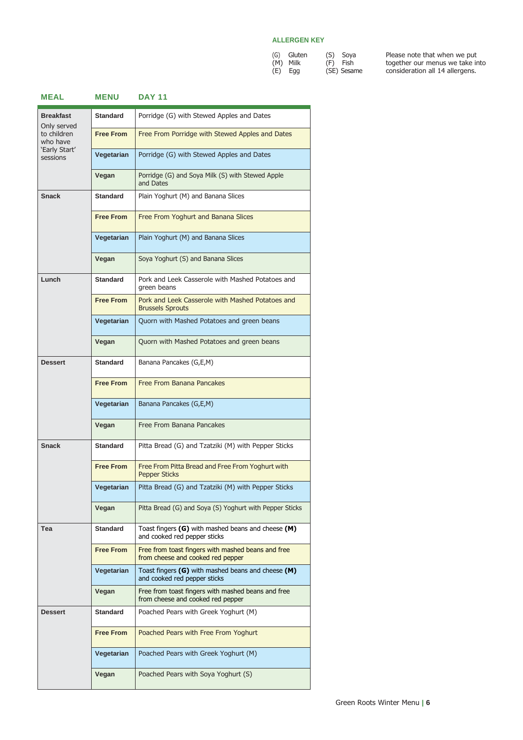**ALLERGEN KEY**

| | | |
|---|---|---|
| (G) Gluten | (S) Soya | Please note that when we put together our menus we take into consideration all 14 allergens. |
| (M) Milk | (F) Fish | |
| (E) Egg | (SE) Sesame | |

| MEAL | MENU | DAY 11 |
|---|---|---|
| **Breakfast** Only served to children who have 'Early Start' sessions | **Standard** | Porridge (G) with Stewed Apples and Dates |
| | **Free From** | Free From Porridge with Stewed Apples and Dates |
| | **Vegetarian** | Porridge (G) with Stewed Apples and Dates |
| | **Vegan** | Porridge (G) and Soya Milk (S) with Stewed Apple and Dates |
| **Snack** | **Standard** | Plain Yoghurt (M) and Banana Slices |
| | **Free From** | Free From Yoghurt and Banana Slices |
| | **Vegetarian** | Plain Yoghurt (M) and Banana Slices |
| | **Vegan** | Soya Yoghurt (S) and Banana Slices |
| **Lunch** | **Standard** | Pork and Leek Casserole with Mashed Potatoes and green beans |
| | **Free From** | Pork and Leek Casserole with Mashed Potatoes and Brussels Sprouts |
| | **Vegetarian** | Quorn with Mashed Potatoes and green beans |
| | **Vegan** | Quorn with Mashed Potatoes and green beans |
| **Dessert** | **Standard** | Banana Pancakes (G,E,M) |
| | **Free From** | Free From Banana Pancakes |
| | **Vegetarian** | Banana Pancakes (G,E,M) |
| | **Vegan** | Free From Banana Pancakes |
| **Snack** | **Standard** | Pitta Bread (G) and Tzatziki (M) with Pepper Sticks |
| | **Free From** | Free From Pitta Bread and Free From Yoghurt with Pepper Sticks |
| | **Vegetarian** | Pitta Bread (G) and Tzatziki (M) with Pepper Sticks |
| | **Vegan** | Pitta Bread (G) and Soya (S) Yoghurt with Pepper Sticks |
| **Tea** | **Standard** | Toast fingers **(G)** with mashed beans and cheese **(M)** and cooked red pepper sticks |
| | **Free From** | Free from toast fingers with mashed beans and free from cheese and cooked red pepper |
| | **Vegetarian** | Toast fingers **(G)** with mashed beans and cheese **(M)** and cooked red pepper sticks |
| | **Vegan** | Free from toast fingers with mashed beans and free from cheese and cooked red pepper |
| **Dessert** | **Standard** | Poached Pears with Greek Yoghurt (M) |
| | **Free From** | Poached Pears with Free From Yoghurt |
| | **Vegetarian** | Poached Pears with Greek Yoghurt (M) |
| | **Vegan** | Poached Pears with Soya Yoghurt (S) |